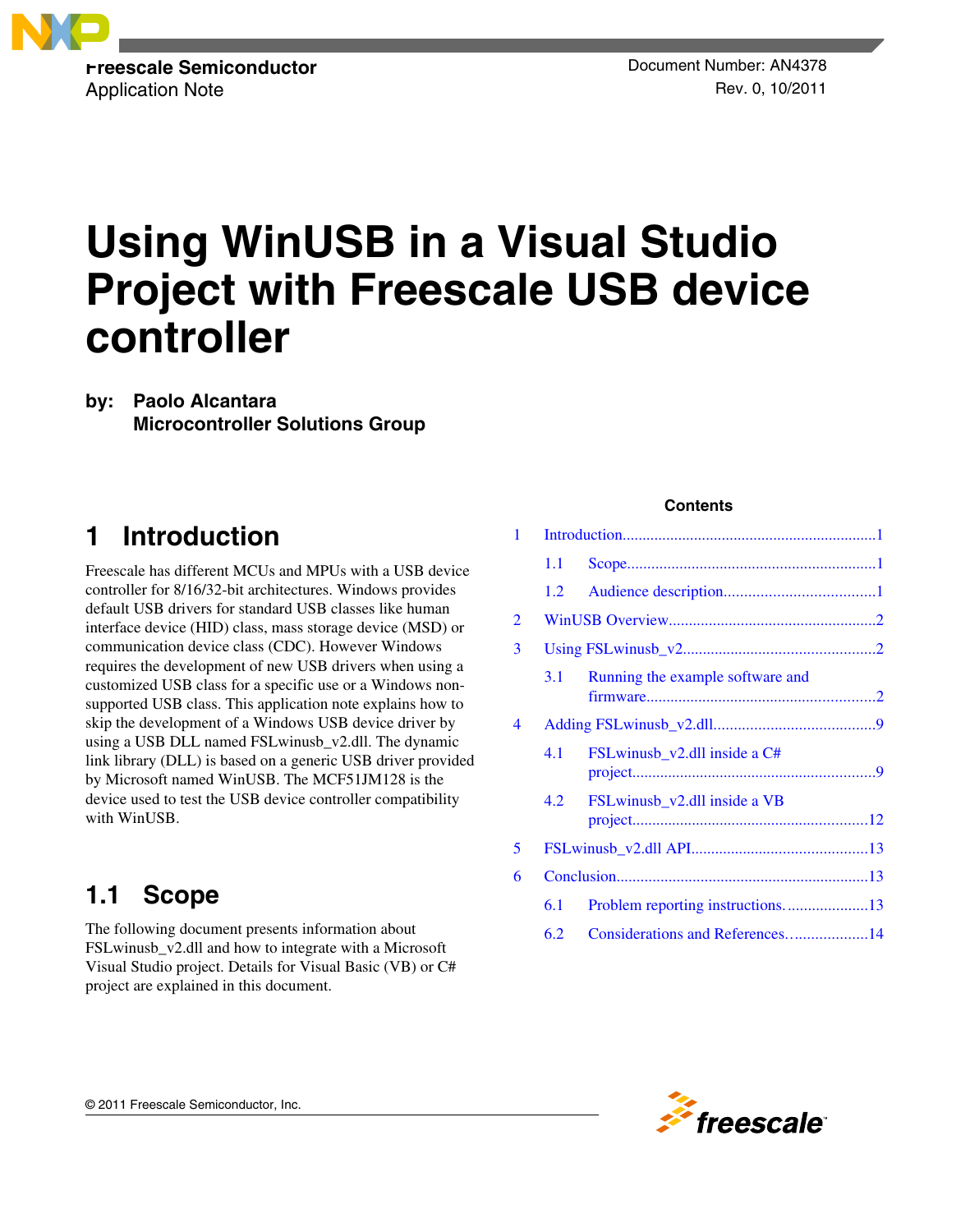Freescale Semiconductor
Application Note

Document Number: AN4378
Rev. 0, 10/2011

# Using WinUSB in a Visual Studio Project with Freescale USB device controller

**by: Paolo Alcantara**
**Microcontroller Solutions Group**

## Contents

| | | |
|---|---|---|
| 1 | Introduction | 1 |
| 1.1 | Scope | 1 |
| 1.2 | Audience description | 1 |
| 2 | WinUSB Overview | 2 |
| 3 | Using FSLwinusb_v2 | 2 |
| 3.1 | Running the example software and firmware | 2 |
| 4 | Adding FSLwinusb_v2.dll | 9 |
| 4.1 | FSLwinusb_v2.dll inside a C# project | 9 |
| 4.2 | FSLwinusb_v2.dll inside a VB project | 12 |
| 5 | FSLwinusb_v2.dll API | 13 |
| 6 | Conclusion | 13 |
| 6.1 | Problem reporting instructions. | 13 |
| 6.2 | Considerations and References. | 14 |

## 1 Introduction

Freescale has different MCUs and MPUs with a USB device controller for 8/16/32-bit architectures. Windows provides default USB drivers for standard USB classes like human interface device (HID) class, mass storage device (MSD) or communication device class (CDC). However Windows requires the development of new USB drivers when using a customized USB class for a specific use or a Windows non-supported USB class. This application note explains how to skip the development of a Windows USB device driver by using a USB DLL named FSLwinusb_v2.dll. The dynamic link library (DLL) is based on a generic USB driver provided by Microsoft named WinUSB. The MCF51JM128 is the device used to test the USB device controller compatibility with WinUSB.

### 1.1 Scope

The following document presents information about FSLwinusb_v2.dll and how to integrate with a Microsoft Visual Studio project. Details for Visual Basic (VB) or C# project are explained in this document.

© 2011 Freescale Semiconductor, Inc.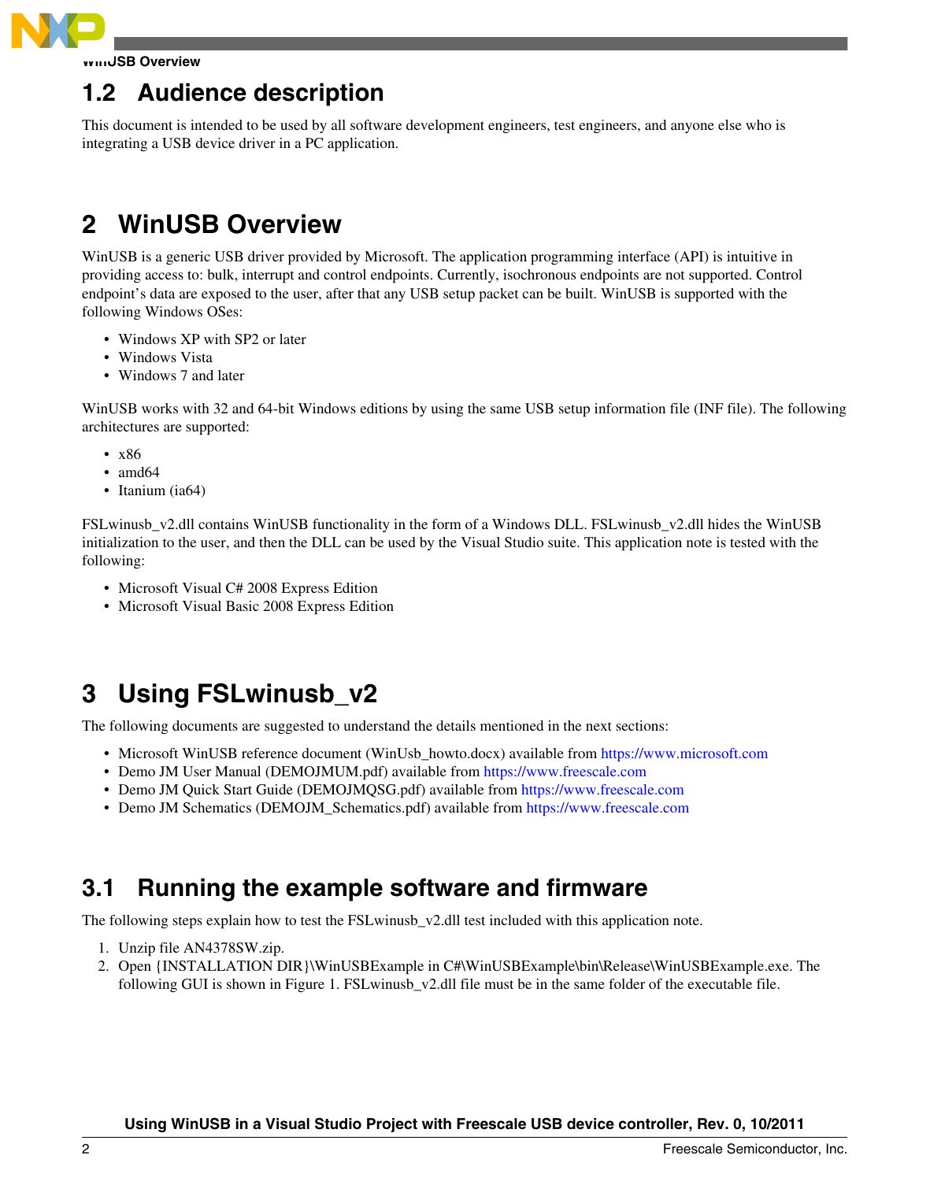## 1.2 Audience description

This document is intended to be used by all software development engineers, test engineers, and anyone else who is integrating a USB device driver in a PC application.

# 2 WinUSB Overview

WinUSB is a generic USB driver provided by Microsoft. The application programming interface (API) is intuitive in providing access to: bulk, interrupt and control endpoints. Currently, isochronous endpoints are not supported. Control endpoint's data are exposed to the user, after that any USB setup packet can be built. WinUSB is supported with the following Windows OSes:

- Windows XP with SP2 or later
- Windows Vista
- Windows 7 and later

WinUSB works with 32 and 64-bit Windows editions by using the same USB setup information file (INF file). The following architectures are supported:

- x86
- amd64
- Itanium (ia64)

FSLwinusb_v2.dll contains WinUSB functionality in the form of a Windows DLL. FSLwinusb_v2.dll hides the WinUSB initialization to the user, and then the DLL can be used by the Visual Studio suite. This application note is tested with the following:

- Microsoft Visual C# 2008 Express Edition
- Microsoft Visual Basic 2008 Express Edition

# 3 Using FSLwinusb_v2

The following documents are suggested to understand the details mentioned in the next sections:

- Microsoft WinUSB reference document (WinUsb_howto.docx) available from https://www.microsoft.com
- Demo JM User Manual (DEMOJMUM.pdf) available from https://www.freescale.com
- Demo JM Quick Start Guide (DEMOJMQSG.pdf) available from https://www.freescale.com
- Demo JM Schematics (DEMOJM_Schematics.pdf) available from https://www.freescale.com

## 3.1 Running the example software and firmware

The following steps explain how to test the FSLwinusb_v2.dll test included with this application note.

1. Unzip file AN4378SW.zip.
2. Open {INSTALLATION DIR}\WinUSBExample in C#\WinUSBExample\bin\Release\WinUSBExample.exe. The following GUI is shown in Figure 1. FSLwinusb_v2.dll file must be in the same folder of the executable file.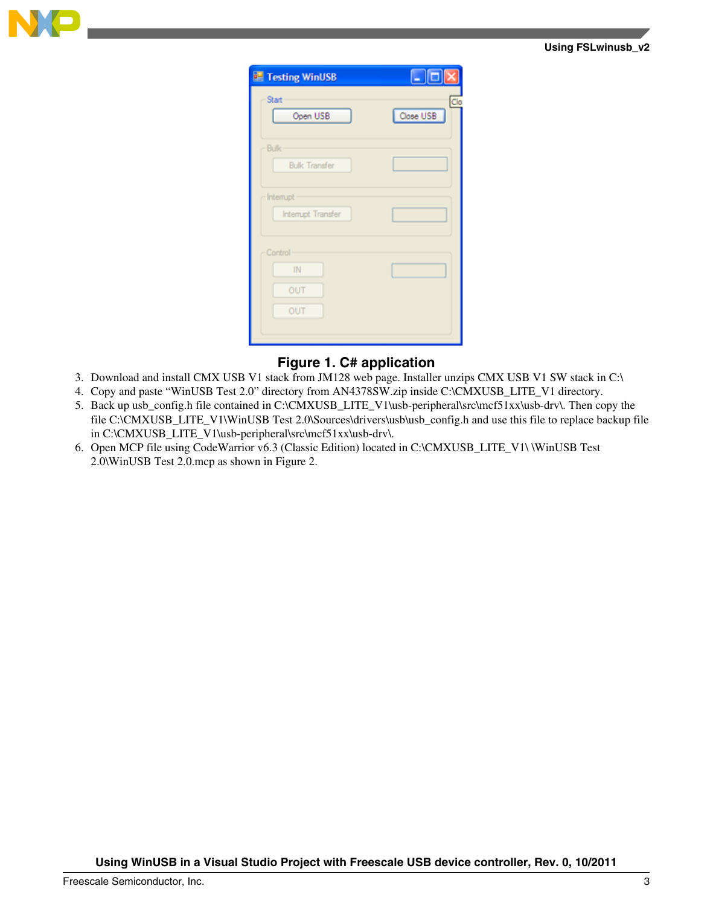**Figure 1. C# application**

3. Download and install CMX USB V1 stack from JM128 web page. Installer unzips CMX USB V1 SW stack in C:\
4. Copy and paste “WinUSB Test 2.0” directory from AN4378SW.zip inside C:\CMXUSB_LITE_V1 directory.
5. Back up usb_config.h file contained in C:\CMXUSB_LITE_V1\usb-peripheral\src\mcf51xx\usb-drv\. Then copy the file C:\CMXUSB_LITE_V1\WinUSB Test 2.0\Sources\drivers\usb\usb_config.h and use this file to replace backup file in C:\CMXUSB_LITE_V1\usb-peripheral\src\mcf51xx\usb-drv\.
6. Open MCP file using CodeWarrior v6.3 (Classic Edition) located in C:\CMXUSB_LITE_V1\ \WinUSB Test 2.0\WinUSB Test 2.0.mcp as shown in Figure 2.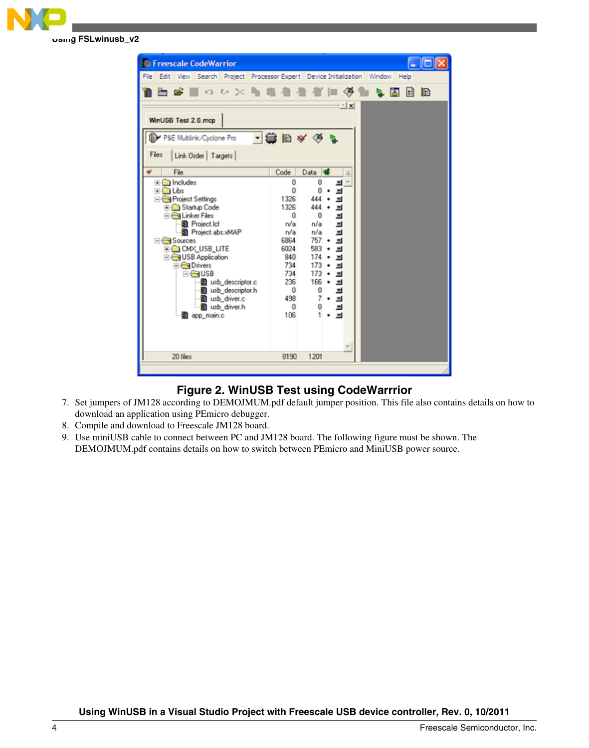**Figure 2. WinUSB Test using CodeWarrrior**

7. Set jumpers of JM128 according to DEMOJMUM.pdf default jumper position. This file also contains details on how to download an application using PEmicro debugger.
8. Compile and download to Freescale JM128 board.
9. Use miniUSB cable to connect between PC and JM128 board. The following figure must be shown. The DEMOJMUM.pdf contains details on how to switch between PEmicro and MiniUSB power source.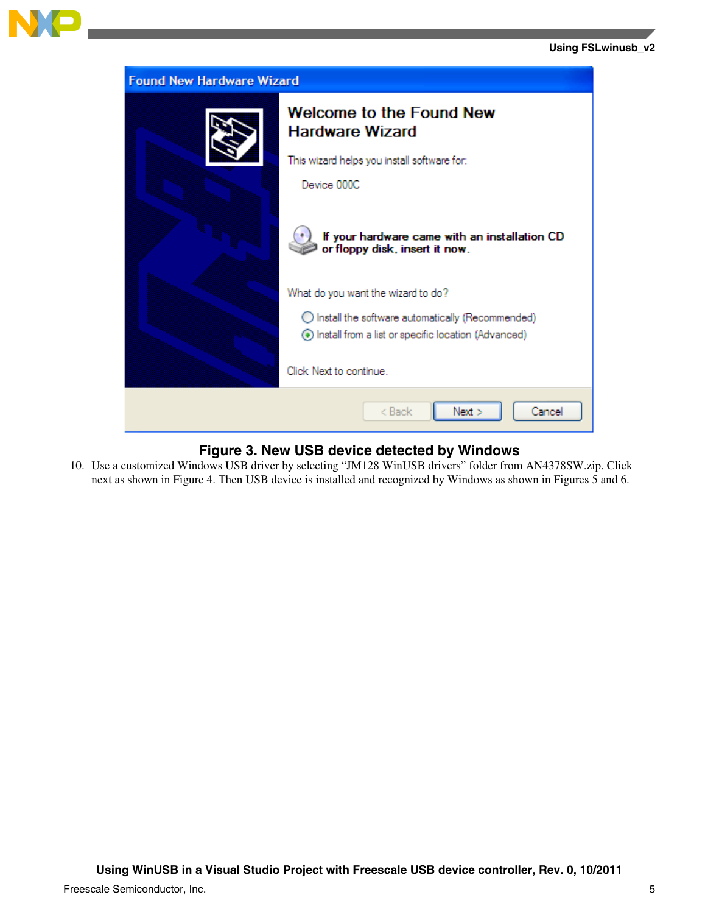Figure 3. New USB device detected by Windows

10. Use a customized Windows USB driver by selecting “JM128 WinUSB drivers” folder from AN4378SW.zip. Click next as shown in Figure 4. Then USB device is installed and recognized by Windows as shown in Figures 5 and 6.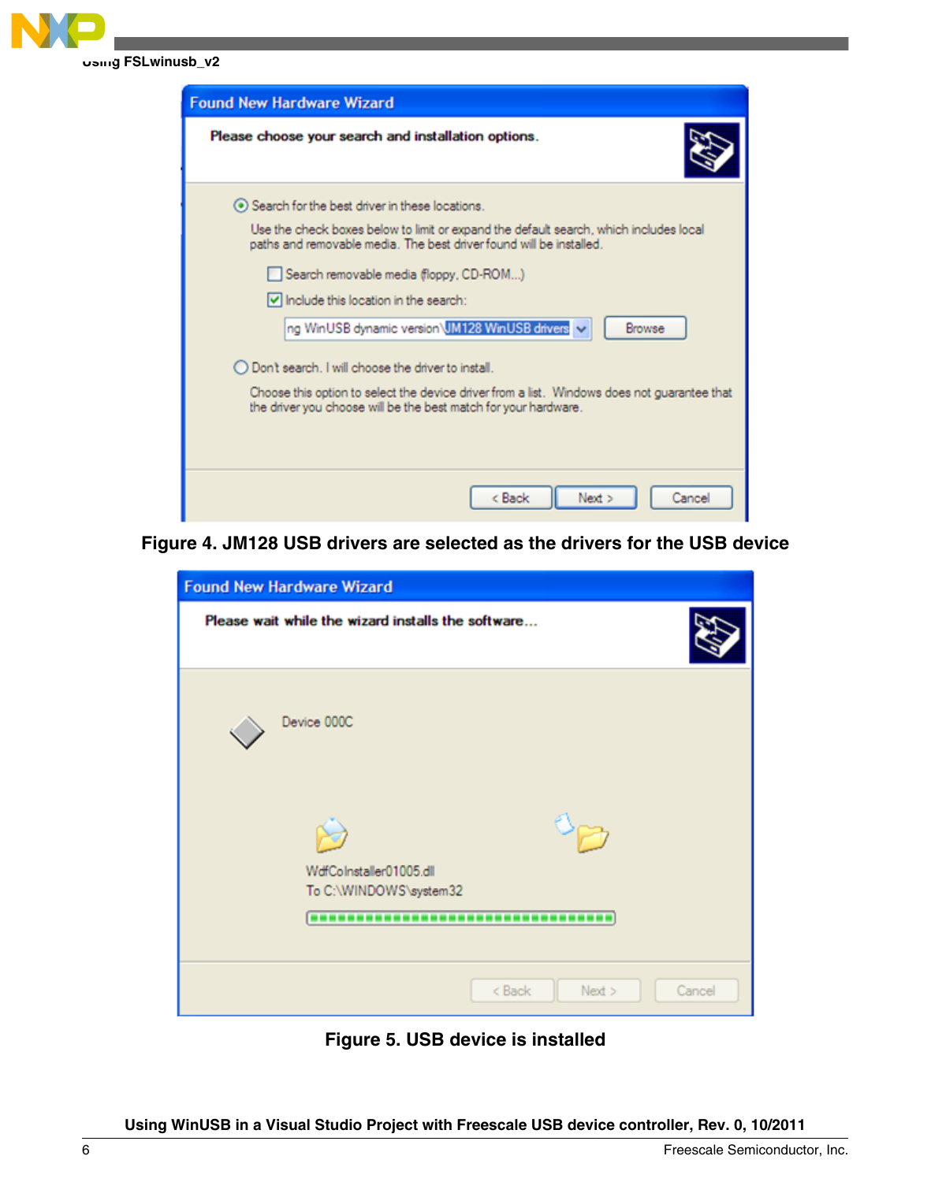Figure 4. JM128 USB drivers are selected as the drivers for the USB device

Figure 5. USB device is installed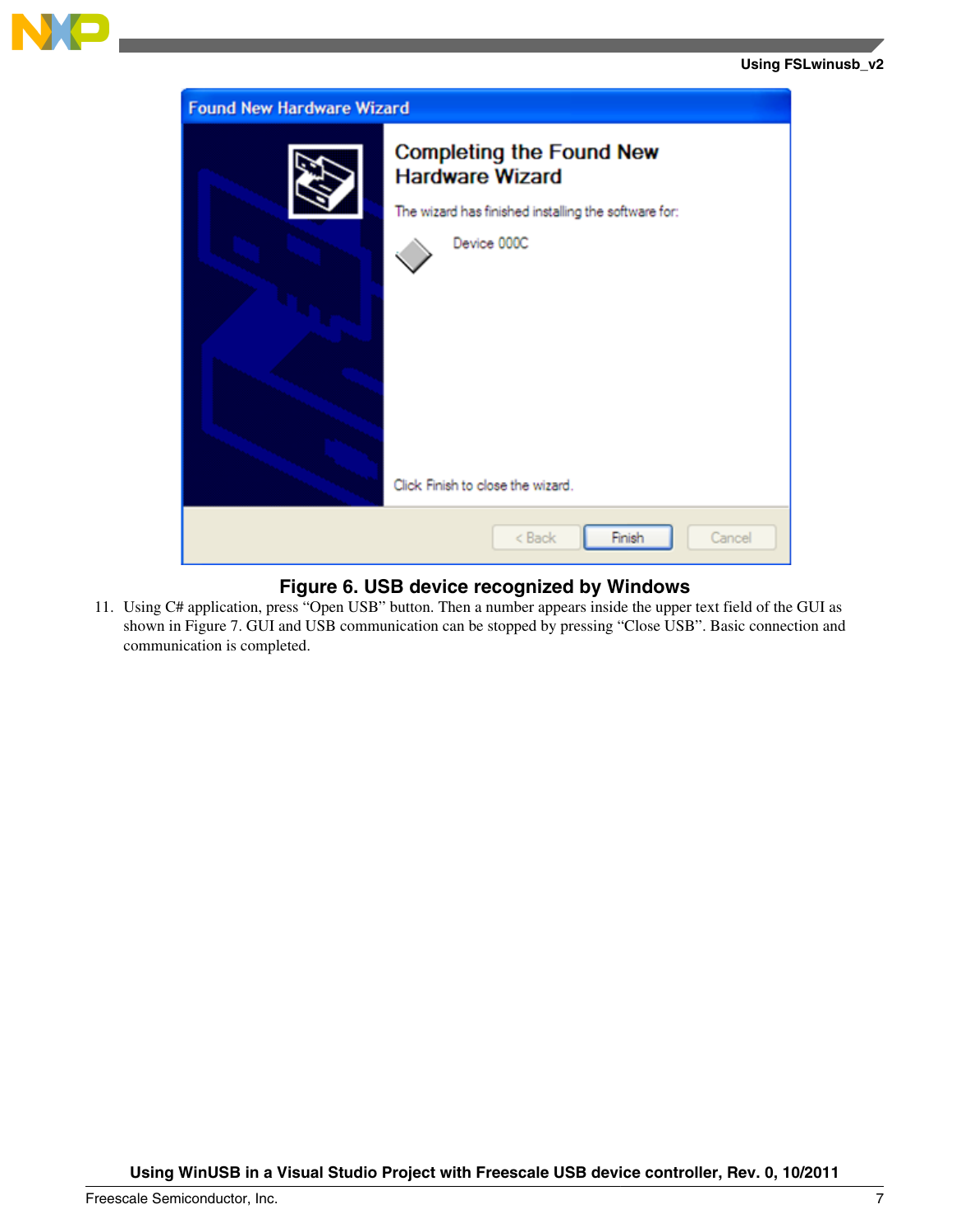Figure 6. USB device recognized by Windows

11. Using C# application, press “Open USB” button. Then a number appears inside the upper text field of the GUI as shown in Figure 7. GUI and USB communication can be stopped by pressing “Close USB”. Basic connection and communication is completed.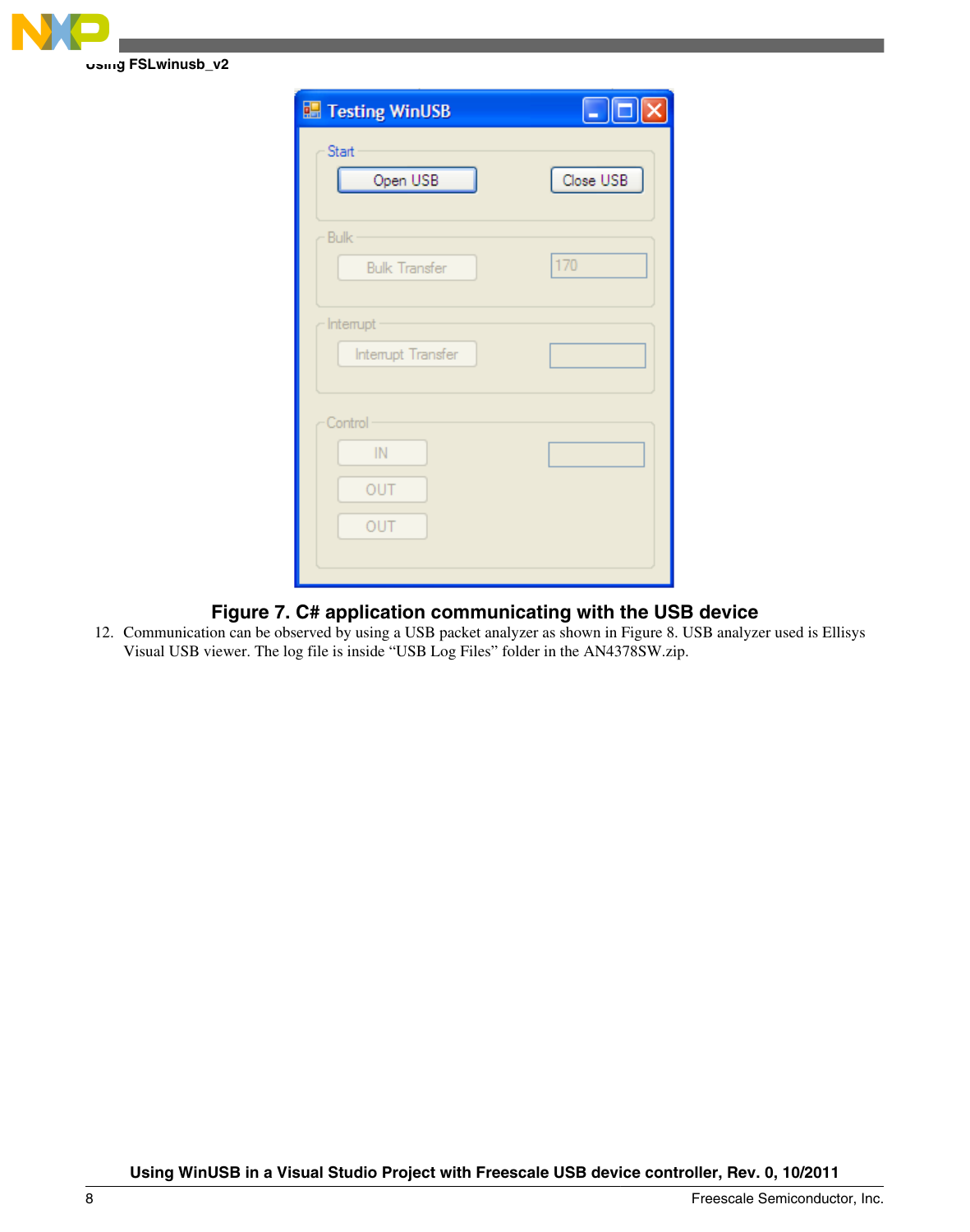**Figure 7. C# application communicating with the USB device**

12. Communication can be observed by using a USB packet analyzer as shown in Figure 8. USB analyzer used is Ellisys Visual USB viewer. The log file is inside “USB Log Files” folder in the AN4378SW.zip.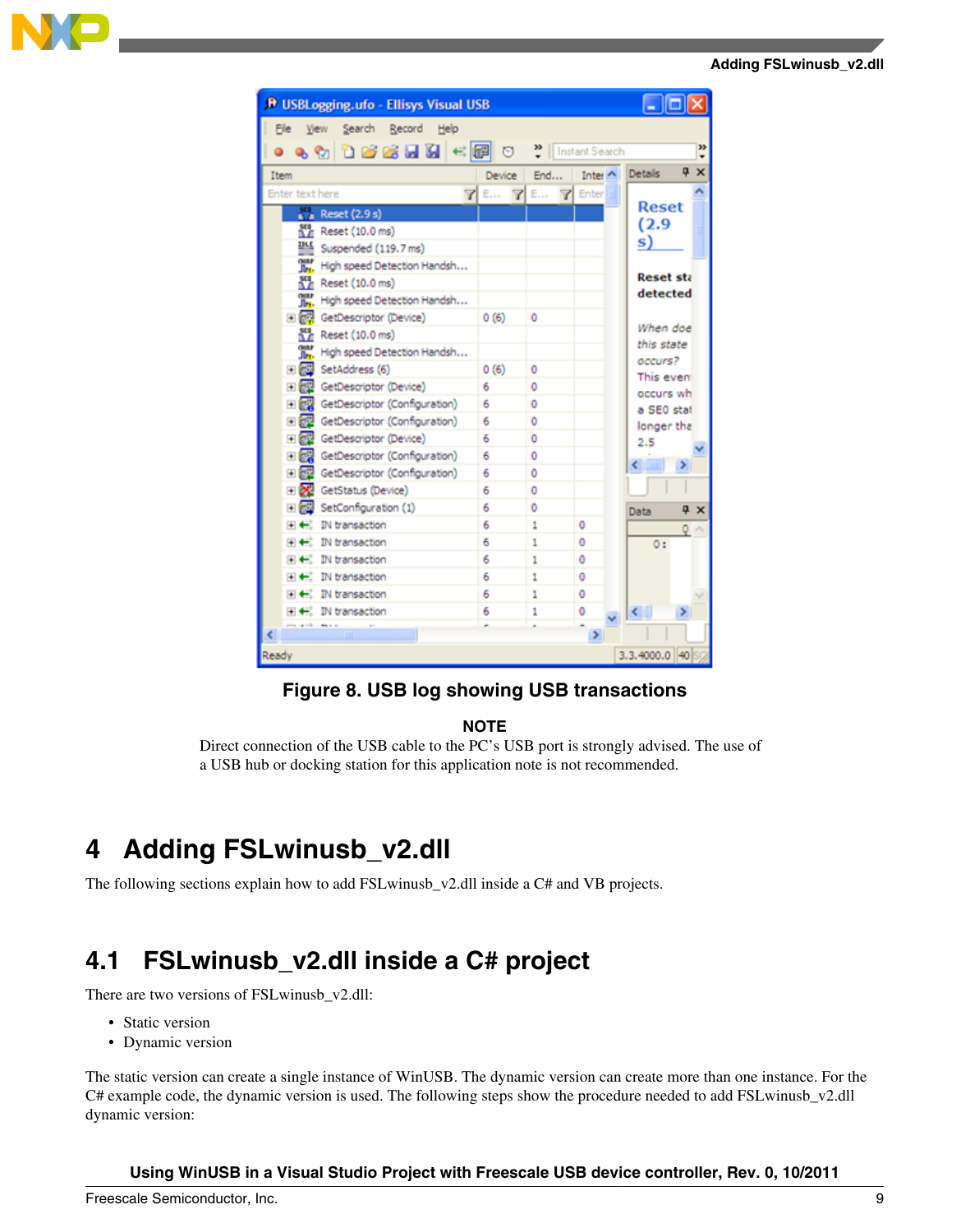Figure 8. USB log showing USB transactions

**NOTE**

Direct connection of the USB cable to the PC's USB port is strongly advised. The use of a USB hub or docking station for this application note is not recommended.

# 4 Adding FSLwinusb_v2.dll

The following sections explain how to add FSLwinusb_v2.dll inside a C# and VB projects.

## 4.1 FSLwinusb_v2.dll inside a C# project

There are two versions of FSLwinusb_v2.dll:

- Static version
- Dynamic version

The static version can create a single instance of WinUSB. The dynamic version can create more than one instance. For the C# example code, the dynamic version is used. The following steps show the procedure needed to add FSLwinusb_v2.dll dynamic version: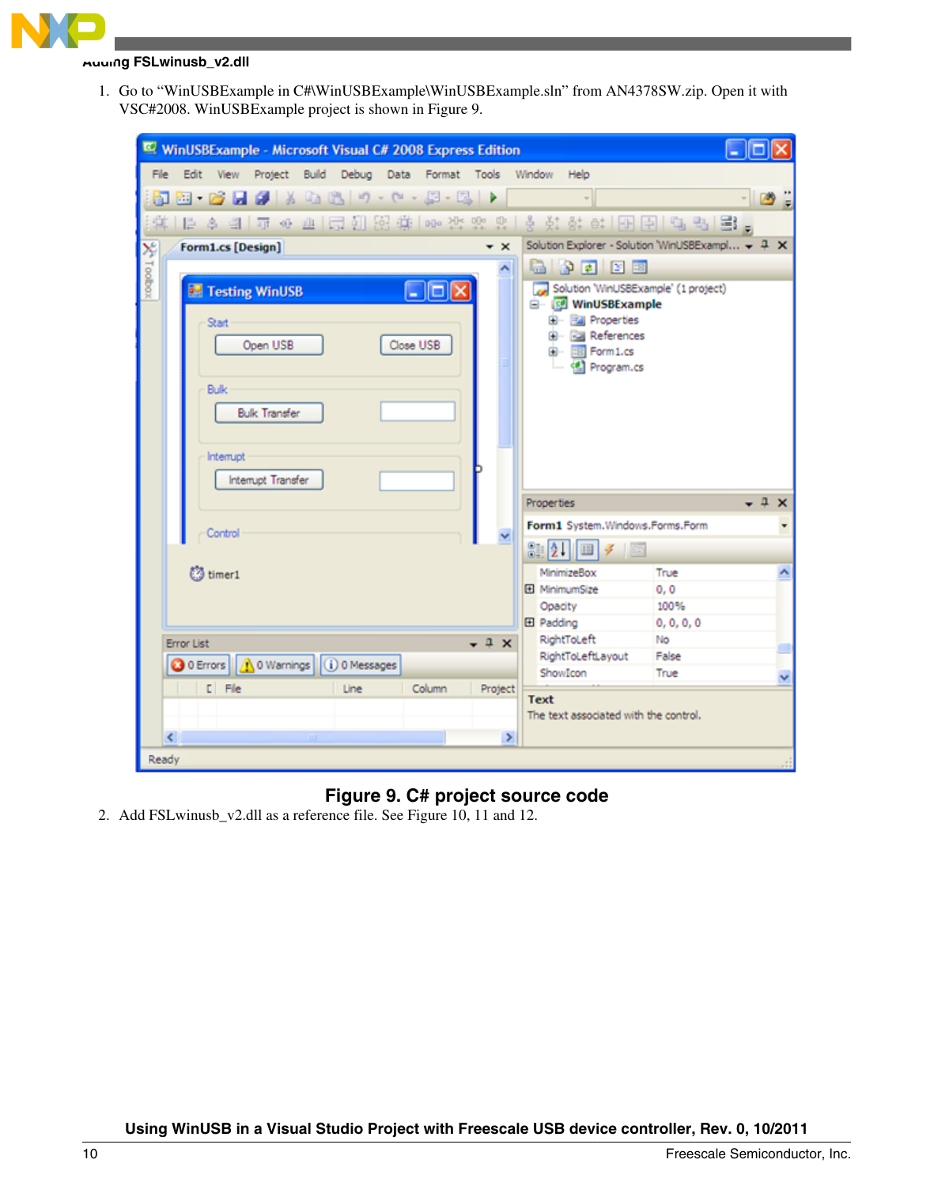1. Go to “WinUSBExample in C#\WinUSBExample\WinUSBExample.sln” from AN4378SW.zip. Open it with VSC#2008. WinUSBExample project is shown in Figure 9.

**Figure 9. C# project source code**

2. Add FSLwinusb_v2.dll as a reference file. See Figure 10, 11 and 12.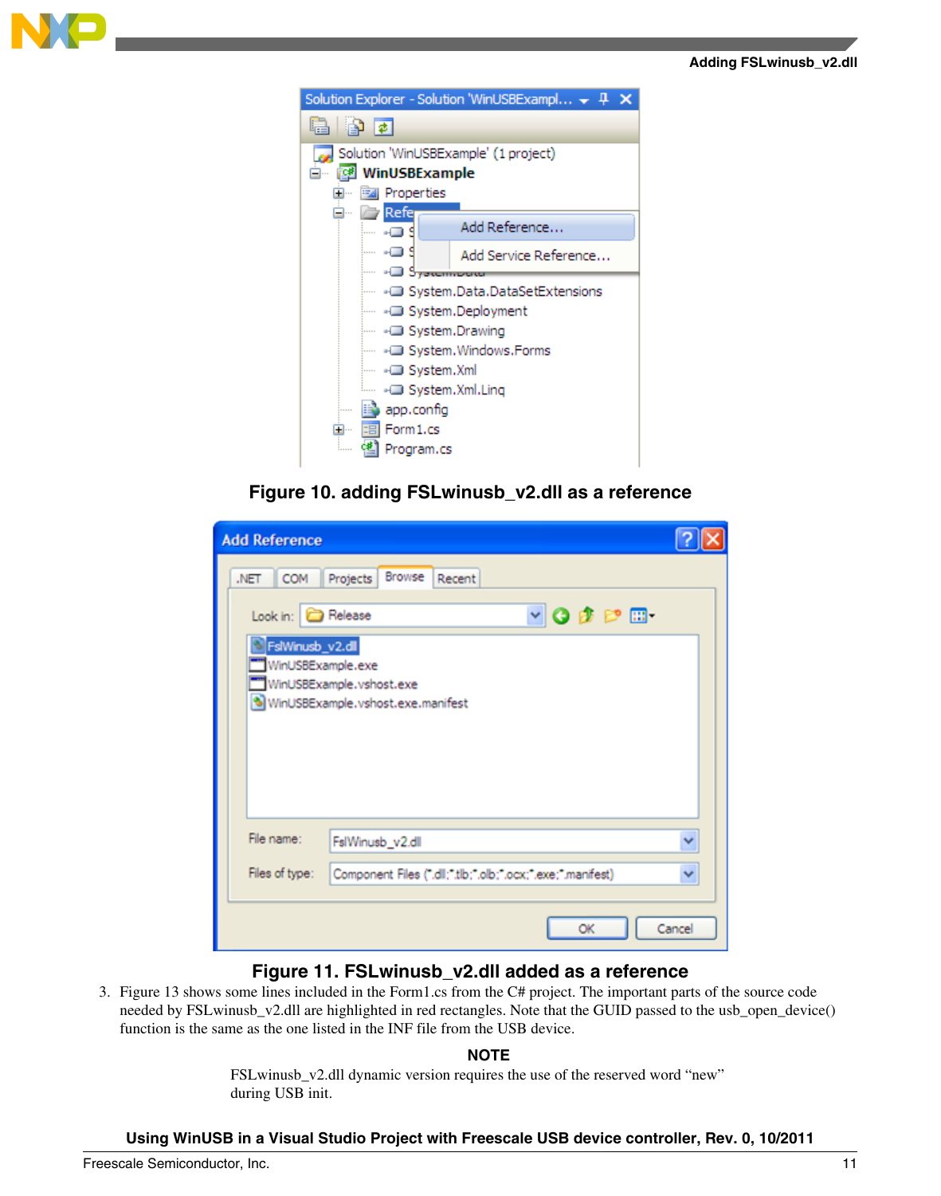Figure 10. adding FSLwinusb_v2.dll as a reference

Figure 11. FSLwinusb_v2.dll added as a reference

3. Figure 13 shows some lines included in the Form1.cs from the C# project. The important parts of the source code needed by FSLwinusb_v2.dll are highlighted in red rectangles. Note that the GUID passed to the usb_open_device() function is the same as the one listed in the INF file from the USB device.

**NOTE**

FSLwinusb_v2.dll dynamic version requires the use of the reserved word "new" during USB init.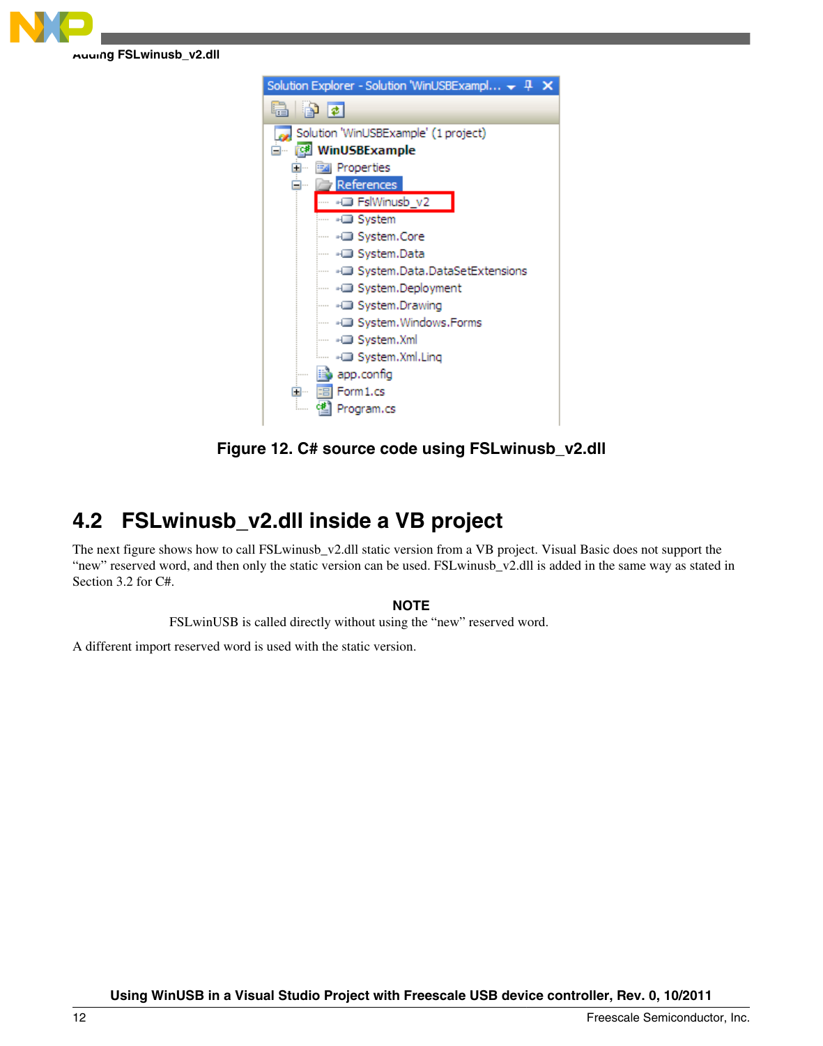Figure 12. C# source code using FSLwinusb_v2.dll

## 4.2 FSLwinusb_v2.dll inside a VB project

The next figure shows how to call FSLwinusb_v2.dll static version from a VB project. Visual Basic does not support the “new” reserved word, and then only the static version can be used. FSLwinusb_v2.dll is added in the same way as stated in Section 3.2 for C#.

**NOTE**

FSLwinUSB is called directly without using the “new” reserved word.

A different import reserved word is used with the static version.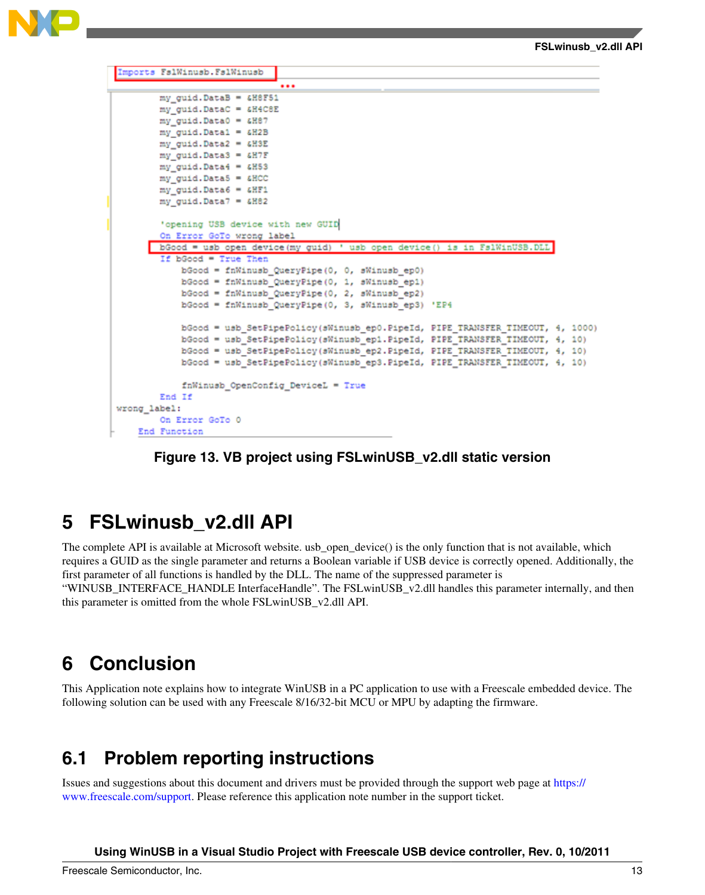```
Imports FslWinusb.FslWinusb
...
        my_guid.DataB = &H8F51
        my_guid.DataC = &H4C8E
        my_guid.Data0 = &H87
        my_guid.Data1 = &H2B
        my_guid.Data2 = &H3E
        my_guid.Data3 = &H7F
        my_guid.Data4 = &H53
        my_guid.Data5 = &HCC
        my_guid.Data6 = &HF1
        my_guid.Data7 = &H82

        'opening USB device with new GUID
        On Error GoTo wrong_label
        bGood = usb_open_device(my_guid) ' usb_open_device() is in FslWinUSB.DLL
        If bGood = True Then
            bGood = fnWinusb_QueryPipe(0, 0, sWinusb_ep0)
            bGood = fnWinusb_QueryPipe(0, 1, sWinusb_ep1)
            bGood = fnWinusb_QueryPipe(0, 2, sWinusb_ep2)
            bGood = fnWinusb_QueryPipe(0, 3, sWinusb_ep3) 'EP4

            bGood = usb_SetPipePolicy(sWinusb_ep0.PipeId, PIPE_TRANSFER_TIMEOUT, 4, 1000)
            bGood = usb_SetPipePolicy(sWinusb_ep1.PipeId, PIPE_TRANSFER_TIMEOUT, 4, 10)
            bGood = usb_SetPipePolicy(sWinusb_ep2.PipeId, PIPE_TRANSFER_TIMEOUT, 4, 10)
            bGood = usb_SetPipePolicy(sWinusb_ep3.PipeId, PIPE_TRANSFER_TIMEOUT, 4, 10)

            fnWinusb_OpenConfig_DeviceL = True
        End If
wrong_label:
        On Error GoTo 0
    End Function
```

**Figure 13. VB project using FSLwinUSB_v2.dll static version**

# 5 FSLwinusb_v2.dll API

The complete API is available at Microsoft website. usb_open_device() is the only function that is not available, which requires a GUID as the single parameter and returns a Boolean variable if USB device is correctly opened. Additionally, the first parameter of all functions is handled by the DLL. The name of the suppressed parameter is "WINUSB_INTERFACE_HANDLE InterfaceHandle". The FSLwinUSB_v2.dll handles this parameter internally, and then this parameter is omitted from the whole FSLwinUSB_v2.dll API.

# 6 Conclusion

This Application note explains how to integrate WinUSB in a PC application to use with a Freescale embedded device. The following solution can be used with any Freescale 8/16/32-bit MCU or MPU by adapting the firmware.

## 6.1 Problem reporting instructions

Issues and suggestions about this document and drivers must be provided through the support web page at https://www.freescale.com/support. Please reference this application note number in the support ticket.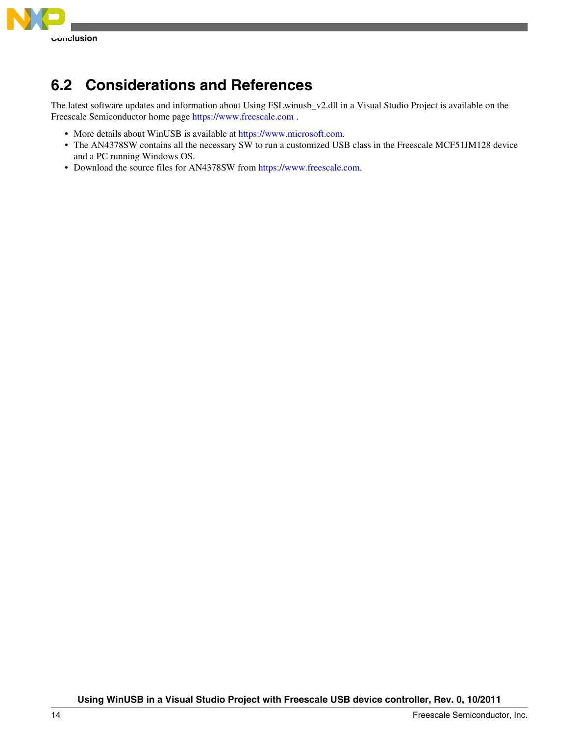## 6.2 Considerations and References

The latest software updates and information about Using FSLwinusb_v2.dll in a Visual Studio Project is available on the Freescale Semiconductor home page https://www.freescale.com .

- More details about WinUSB is available at https://www.microsoft.com.
- The AN4378SW contains all the necessary SW to run a customized USB class in the Freescale MCF51JM128 device and a PC running Windows OS.
- Download the source files for AN4378SW from https://www.freescale.com.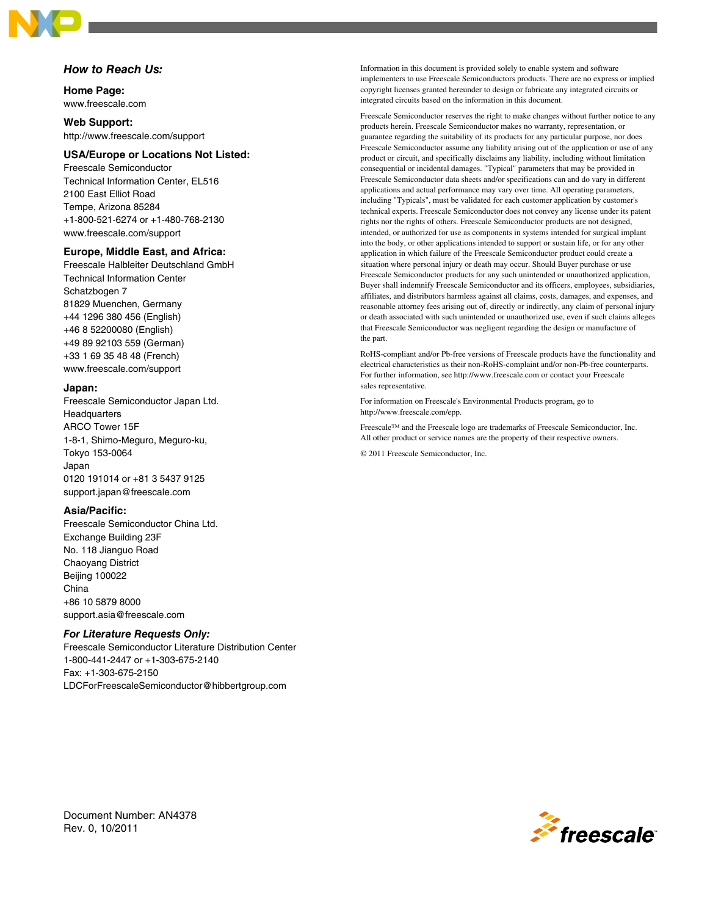## *How to Reach Us:*

**Home Page:**
www.freescale.com

**Web Support:**
http://www.freescale.com/support

**USA/Europe or Locations Not Listed:**
Freescale Semiconductor
Technical Information Center, EL516
2100 East Elliot Road
Tempe, Arizona 85284
+1-800-521-6274 or +1-480-768-2130
www.freescale.com/support

**Europe, Middle East, and Africa:**
Freescale Halbleiter Deutschland GmbH
Technical Information Center
Schatzbogen 7
81829 Muenchen, Germany
+44 1296 380 456 (English)
+46 8 52200080 (English)
+49 89 92103 559 (German)
+33 1 69 35 48 48 (French)
www.freescale.com/support

**Japan:**
Freescale Semiconductor Japan Ltd.
Headquarters
ARCO Tower 15F
1-8-1, Shimo-Meguro, Meguro-ku,
Tokyo 153-0064
Japan
0120 191014 or +81 3 5437 9125
support.japan@freescale.com

**Asia/Pacific:**
Freescale Semiconductor China Ltd.
Exchange Building 23F
No. 118 Jianguo Road
Chaoyang District
Beijing 100022
China
+86 10 5879 8000
support.asia@freescale.com

***For Literature Requests Only:***
Freescale Semiconductor Literature Distribution Center
1-800-441-2447 or +1-303-675-2140
Fax: +1-303-675-2150
LDCForFreescaleSemiconductor@hibbertgroup.com

Information in this document is provided solely to enable system and software implementers to use Freescale Semiconductors products. There are no express or implied copyright licenses granted hereunder to design or fabricate any integrated circuits or integrated circuits based on the information in this document.

Freescale Semiconductor reserves the right to make changes without further notice to any products herein. Freescale Semiconductor makes no warranty, representation, or guarantee regarding the suitability of its products for any particular purpose, nor does Freescale Semiconductor assume any liability arising out of the application or use of any product or circuit, and specifically disclaims any liability, including without limitation consequential or incidental damages. "Typical" parameters that may be provided in Freescale Semiconductor data sheets and/or specifications can and do vary in different applications and actual performance may vary over time. All operating parameters, including "Typicals", must be validated for each customer application by customer's technical experts. Freescale Semiconductor does not convey any license under its patent rights nor the rights of others. Freescale Semiconductor products are not designed, intended, or authorized for use as components in systems intended for surgical implant into the body, or other applications intended to support or sustain life, or for any other application in which failure of the Freescale Semiconductor product could create a situation where personal injury or death may occur. Should Buyer purchase or use Freescale Semiconductor products for any such unintended or unauthorized application, Buyer shall indemnify Freescale Semiconductor and its officers, employees, subsidiaries, affiliates, and distributors harmless against all claims, costs, damages, and expenses, and reasonable attorney fees arising out of, directly or indirectly, any claim of personal injury or death associated with such unintended or unauthorized use, even if such claims alleges that Freescale Semiconductor was negligent regarding the design or manufacture of the part.

RoHS-compliant and/or Pb-free versions of Freescale products have the functionality and electrical characteristics as their non-RoHS-complaint and/or non-Pb-free counterparts. For further information, see http://www.freescale.com or contact your Freescale sales representative.

For information on Freescale's Environmental Products program, go to http://www.freescale.com/epp.

Freescale™ and the Freescale logo are trademarks of Freescale Semiconductor, Inc. All other product or service names are the property of their respective owners.

© 2011 Freescale Semiconductor, Inc.

Document Number: AN4378
Rev. 0, 10/2011